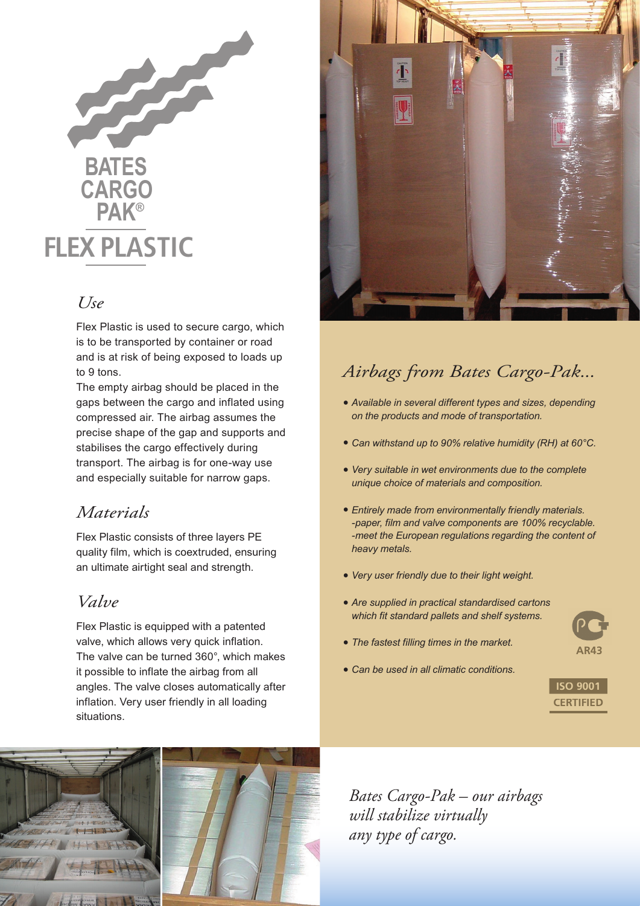# BATES CARGO PAK®

# FLEX PLASTIC

## *Use*

Flex Plastic is used to secure cargo, which is to be transported by container or road and is at risk of being exposed to loads up to 9 tons.

The empty airbag should be placed in the gaps between the cargo and inflated using compressed air. The airbag assumes the precise shape of the gap and supports and stabilises the cargo effectively during transport. The airbag is for one-way use and especially suitable for narrow gaps.

## *Materials*

Flex Plastic consists of three layers PE quality film, which is coextruded, ensuring an ultimate airtight seal and strength.

## *Valve*

Flex Plastic is equipped with a patented valve, which allows very quick inflation. The valve can be turned 360°, which makes it possible to inflate the airbag from all angles. The valve closes automatically after inflation. Very user friendly in all loading situations.

## *Airbags from Bates Cargo-Pak...*

- *Available in several different types and sizes, depending on the products and mode of transportation.*
- *Can withstand up to 90% relative humidity (RH) at 60°C.*
- *Very suitable in wet environments due to the complete unique choice of materials and composition.*
- *Entirely made from environmentally friendly materials.*  
  *-paper, film and valve components are 100% recyclable.*  
  *-meet the European regulations regarding the content of heavy metals.*
- *Very user friendly due to their light weight.*
- *Are supplied in practical standardised cartons which fit standard pallets and shelf systems.*
- *The fastest filling times in the market.*
- *Can be used in all climatic conditions.*

AR43

ISO 9001 CERTIFIED

*Bates Cargo-Pak – our airbags will stabilize virtually any type of cargo.*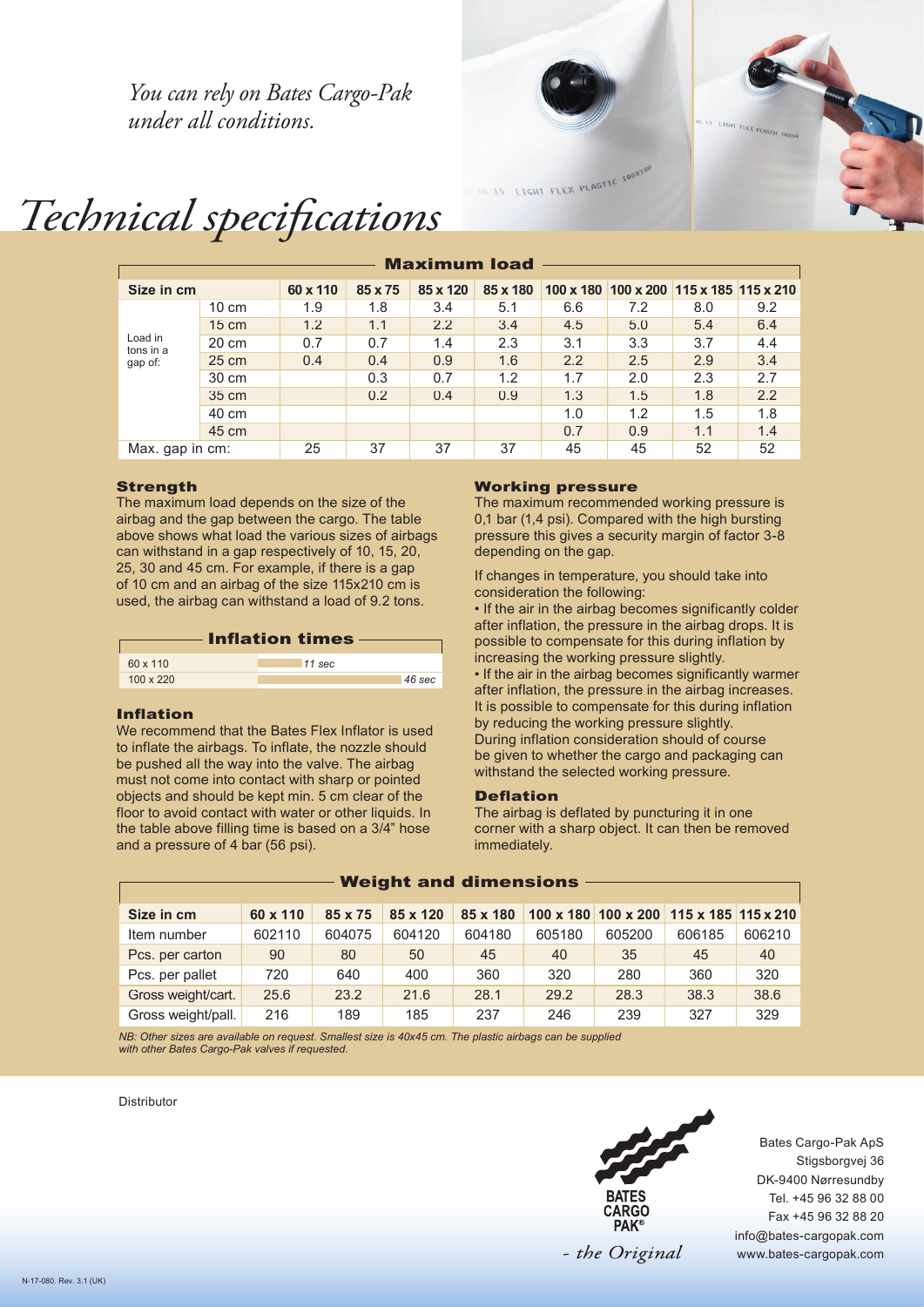*You can rely on Bates Cargo-Pak under all conditions.*

# Technical specifications

## Maximum load

| Size in cm | | 60 x 110 | 85 x 75 | 85 x 120 | 85 x 180 | 100 x 180 | 100 x 200 | 115 x 185 | 115 x 210 |
|---|---|---|---|---|---|---|---|---|---|
| Load in tons in a gap of: | 10 cm | 1.9 | 1.8 | 3.4 | 5.1 | 6.6 | 7.2 | 8.0 | 9.2 |
| | 15 cm | 1.2 | 1.1 | 2.2 | 3.4 | 4.5 | 5.0 | 5.4 | 6.4 |
| | 20 cm | 0.7 | 0.7 | 1.4 | 2.3 | 3.1 | 3.3 | 3.7 | 4.4 |
| | 25 cm | 0.4 | 0.4 | 0.9 | 1.6 | 2.2 | 2.5 | 2.9 | 3.4 |
| | 30 cm | | 0.3 | 0.7 | 1.2 | 1.7 | 2.0 | 2.3 | 2.7 |
| | 35 cm | | 0.2 | 0.4 | 0.9 | 1.3 | 1.5 | 1.8 | 2.2 |
| | 40 cm | | | | | 1.0 | 1.2 | 1.5 | 1.8 |
| | 45 cm | | | | | 0.7 | 0.9 | 1.1 | 1.4 |
| Max. gap in cm: | | 25 | 37 | 37 | 37 | 45 | 45 | 52 | 52 |

### Strength

The maximum load depends on the size of the airbag and the gap between the cargo. The table above shows what load the various sizes of airbags can withstand in a gap respectively of 10, 15, 20, 25, 30 and 45 cm. For example, if there is a gap of 10 cm and an airbag of the size 115x210 cm is used, the airbag can withstand a load of 9.2 tons.

### Inflation times

| | |
|---|---|
| 60 x 110 | 11 sec |
| 100 x 220 | 46 sec |

### Inflation

We recommend that the Bates Flex Inflator is used to inflate the airbags. To inflate, the nozzle should be pushed all the way into the valve. The airbag must not come into contact with sharp or pointed objects and should be kept min. 5 cm clear of the floor to avoid contact with water or other liquids. In the table above filling time is based on a 3/4" hose and a pressure of 4 bar (56 psi).

### Working pressure

The maximum recommended working pressure is 0,1 bar (1,4 psi). Compared with the high bursting pressure this gives a security margin of factor 3-8 depending on the gap.

If changes in temperature, you should take into consideration the following:

- If the air in the airbag becomes significantly colder after inflation, the pressure in the airbag drops. It is possible to compensate for this during inflation by increasing the working pressure slightly.
- If the air in the airbag becomes significantly warmer after inflation, the pressure in the airbag increases. It is possible to compensate for this during inflation by reducing the working pressure slightly.

During inflation consideration should of course be given to whether the cargo and packaging can withstand the selected working pressure.

### Deflation

The airbag is deflated by puncturing it in one corner with a sharp object. It can then be removed immediately.

## Weight and dimensions

| Size in cm | 60 x 110 | 85 x 75 | 85 x 120 | 85 x 180 | 100 x 180 | 100 x 200 | 115 x 185 | 115 x 210 |
|---|---|---|---|---|---|---|---|---|
| Item number | 602110 | 604075 | 604120 | 604180 | 605180 | 605200 | 606185 | 606210 |
| Pcs. per carton | 90 | 80 | 50 | 45 | 40 | 35 | 45 | 40 |
| Pcs. per pallet | 720 | 640 | 400 | 360 | 320 | 280 | 360 | 320 |
| Gross weight/cart. | 25.6 | 23.2 | 21.6 | 28.1 | 29.2 | 28.3 | 38.3 | 38.6 |
| Gross weight/pall. | 216 | 189 | 185 | 237 | 246 | 239 | 327 | 329 |

*NB: Other sizes are available on request. Smallest size is 40x45 cm. The plastic airbags can be supplied with other Bates Cargo-Pak valves if requested.*

Distributor

BATES CARGO PAK®

*- the Original*

Bates Cargo-Pak ApS
Stigsborgvej 36
DK-9400 Nørresundby
Tel. +45 96 32 88 00
Fax +45 96 32 88 20
info@bates-cargopak.com
www.bates-cargopak.com

N-17-080. Rev. 3.1 (UK)